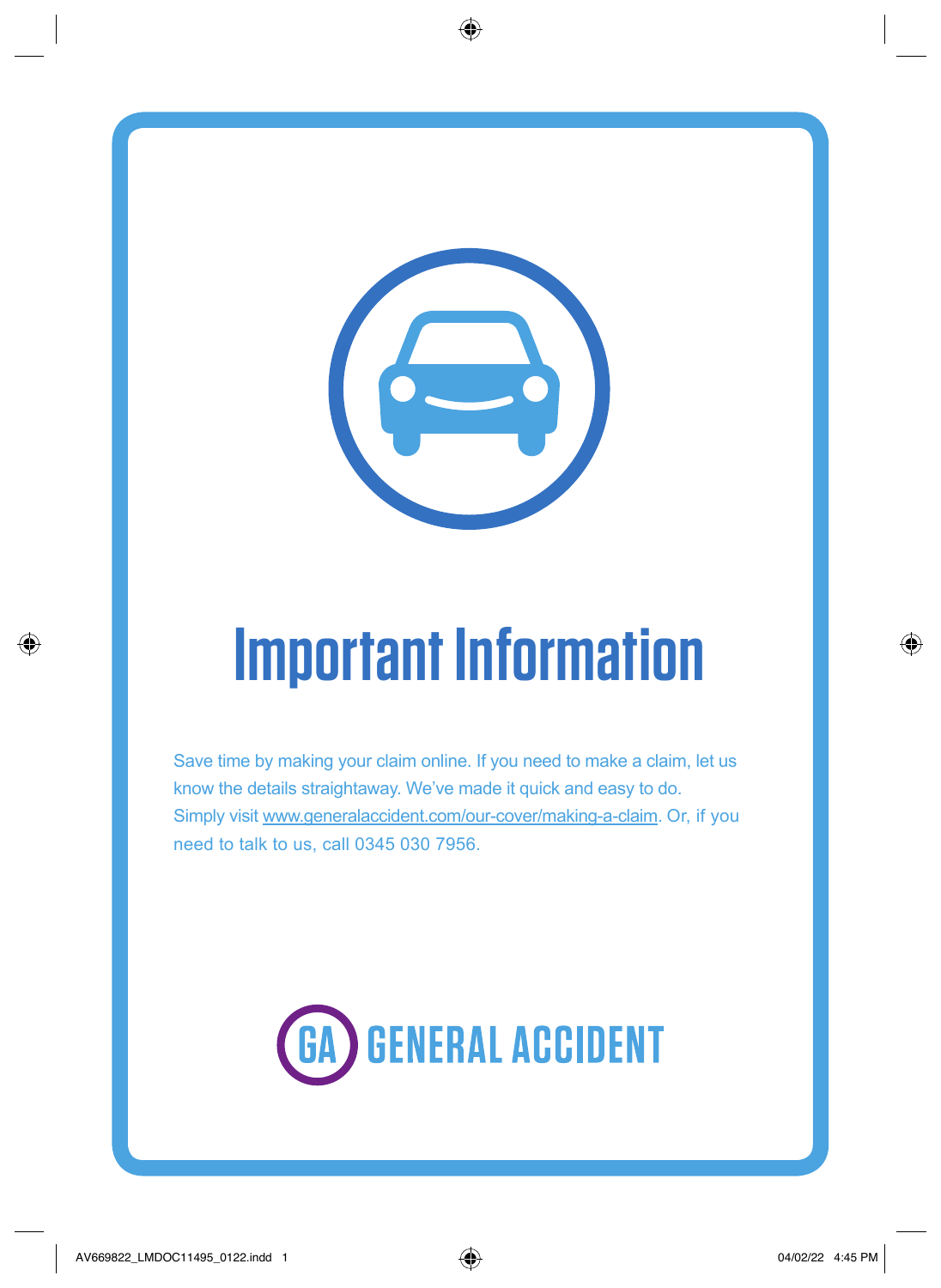# Important Information

Save time by making your claim online. If you need to make a claim, let us know the details straightaway. We've made it quick and easy to do. Simply visit www.generalaccident.com/our-cover/making-a-claim. Or, if you need to talk to us, call 0345 030 7956.

GA GENERAL ACCIDENT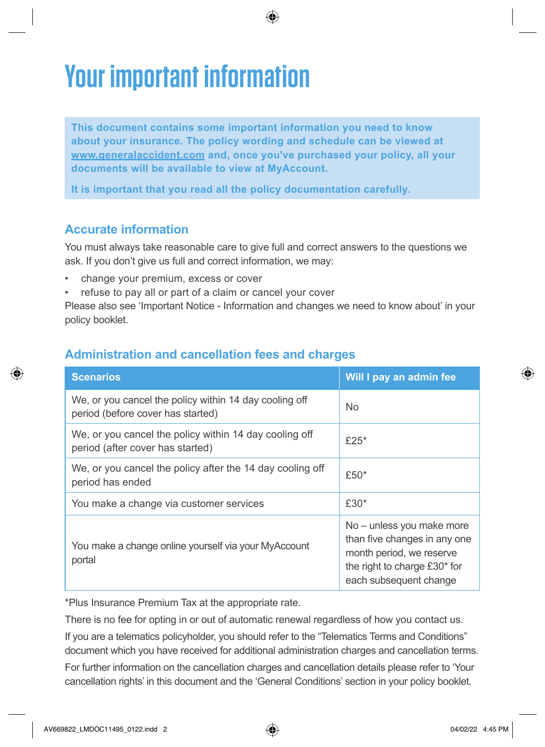# Your important information

**This document contains some important information you need to know about your insurance. The policy wording and schedule can be viewed at www.generalaccident.com and, once you've purchased your policy, all your documents will be available to view at MyAccount.**

**It is important that you read all the policy documentation carefully.**

## Accurate information

You must always take reasonable care to give full and correct answers to the questions we ask. If you don't give us full and correct information, we may:

- change your premium, excess or cover
- refuse to pay all or part of a claim or cancel your cover

Please also see 'Important Notice - Information and changes we need to know about' in your policy booklet.

## Administration and cancellation fees and charges

| Scenarios | Will I pay an admin fee |
|---|---|
| We, or you cancel the policy within 14 day cooling off period (before cover has started) | No |
| We, or you cancel the policy within 14 day cooling off period (after cover has started) | £25* |
| We, or you cancel the policy after the 14 day cooling off period has ended | £50* |
| You make a change via customer services | £30* |
| You make a change online yourself via your MyAccount portal | No – unless you make more than five changes in any one month period, we reserve the right to charge £30* for each subsequent change |

*Plus Insurance Premium Tax at the appropriate rate.

There is no fee for opting in or out of automatic renewal regardless of how you contact us.

If you are a telematics policyholder, you should refer to the "Telematics Terms and Conditions" document which you have received for additional administration charges and cancellation terms.

For further information on the cancellation charges and cancellation details please refer to 'Your cancellation rights' in this document and the 'General Conditions' section in your policy booklet.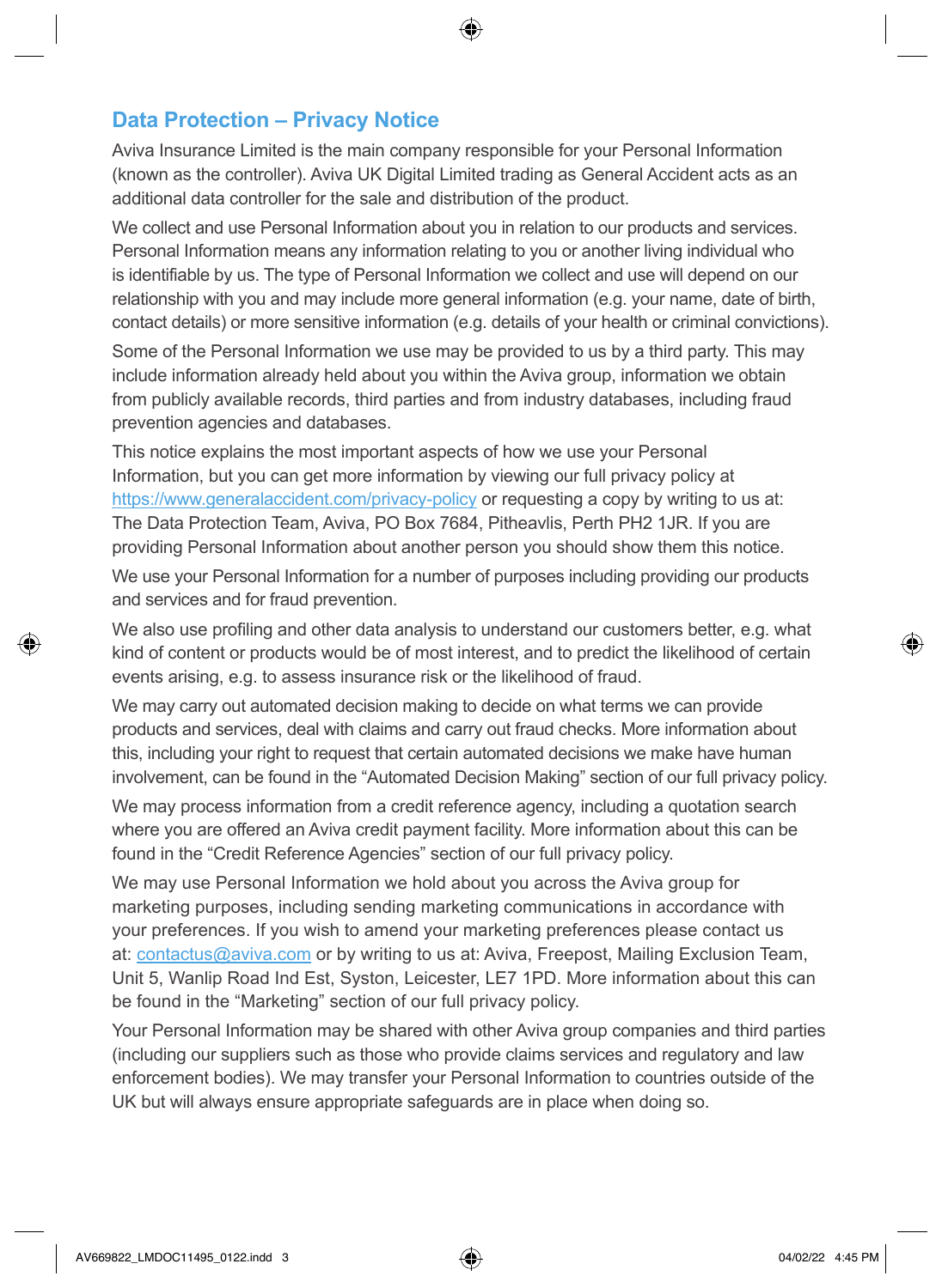## Data Protection – Privacy Notice

Aviva Insurance Limited is the main company responsible for your Personal Information (known as the controller). Aviva UK Digital Limited trading as General Accident acts as an additional data controller for the sale and distribution of the product.

We collect and use Personal Information about you in relation to our products and services. Personal Information means any information relating to you or another living individual who is identifiable by us. The type of Personal Information we collect and use will depend on our relationship with you and may include more general information (e.g. your name, date of birth, contact details) or more sensitive information (e.g. details of your health or criminal convictions).

Some of the Personal Information we use may be provided to us by a third party. This may include information already held about you within the Aviva group, information we obtain from publicly available records, third parties and from industry databases, including fraud prevention agencies and databases.

This notice explains the most important aspects of how we use your Personal Information, but you can get more information by viewing our full privacy policy at https://www.generalaccident.com/privacy-policy or requesting a copy by writing to us at: The Data Protection Team, Aviva, PO Box 7684, Pitheavlis, Perth PH2 1JR. If you are providing Personal Information about another person you should show them this notice.

We use your Personal Information for a number of purposes including providing our products and services and for fraud prevention.

We also use profiling and other data analysis to understand our customers better, e.g. what kind of content or products would be of most interest, and to predict the likelihood of certain events arising, e.g. to assess insurance risk or the likelihood of fraud.

We may carry out automated decision making to decide on what terms we can provide products and services, deal with claims and carry out fraud checks. More information about this, including your right to request that certain automated decisions we make have human involvement, can be found in the "Automated Decision Making" section of our full privacy policy.

We may process information from a credit reference agency, including a quotation search where you are offered an Aviva credit payment facility. More information about this can be found in the "Credit Reference Agencies" section of our full privacy policy.

We may use Personal Information we hold about you across the Aviva group for marketing purposes, including sending marketing communications in accordance with your preferences. If you wish to amend your marketing preferences please contact us at: contactus@aviva.com or by writing to us at: Aviva, Freepost, Mailing Exclusion Team, Unit 5, Wanlip Road Ind Est, Syston, Leicester, LE7 1PD. More information about this can be found in the "Marketing" section of our full privacy policy.

Your Personal Information may be shared with other Aviva group companies and third parties (including our suppliers such as those who provide claims services and regulatory and law enforcement bodies). We may transfer your Personal Information to countries outside of the UK but will always ensure appropriate safeguards are in place when doing so.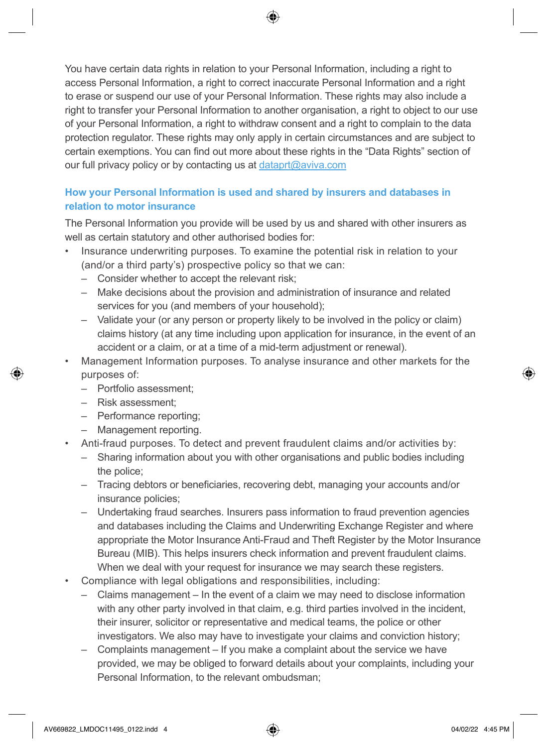You have certain data rights in relation to your Personal Information, including a right to access Personal Information, a right to correct inaccurate Personal Information and a right to erase or suspend our use of your Personal Information. These rights may also include a right to transfer your Personal Information to another organisation, a right to object to our use of your Personal Information, a right to withdraw consent and a right to complain to the data protection regulator. These rights may only apply in certain circumstances and are subject to certain exemptions. You can find out more about these rights in the "Data Rights" section of our full privacy policy or by contacting us at dataprt@aviva.com

### How your Personal Information is used and shared by insurers and databases in relation to motor insurance

The Personal Information you provide will be used by us and shared with other insurers as well as certain statutory and other authorised bodies for:

- Insurance underwriting purposes. To examine the potential risk in relation to your (and/or a third party's) prospective policy so that we can:
  - Consider whether to accept the relevant risk;
  - Make decisions about the provision and administration of insurance and related services for you (and members of your household);
  - Validate your (or any person or property likely to be involved in the policy or claim) claims history (at any time including upon application for insurance, in the event of an accident or a claim, or at a time of a mid-term adjustment or renewal).
- Management Information purposes. To analyse insurance and other markets for the purposes of:
  - Portfolio assessment;
  - Risk assessment;
  - Performance reporting;
  - Management reporting.
- Anti-fraud purposes. To detect and prevent fraudulent claims and/or activities by:
  - Sharing information about you with other organisations and public bodies including the police;
  - Tracing debtors or beneficiaries, recovering debt, managing your accounts and/or insurance policies;
  - Undertaking fraud searches. Insurers pass information to fraud prevention agencies and databases including the Claims and Underwriting Exchange Register and where appropriate the Motor Insurance Anti-Fraud and Theft Register by the Motor Insurance Bureau (MIB). This helps insurers check information and prevent fraudulent claims. When we deal with your request for insurance we may search these registers.
- Compliance with legal obligations and responsibilities, including:
  - Claims management – In the event of a claim we may need to disclose information with any other party involved in that claim, e.g. third parties involved in the incident, their insurer, solicitor or representative and medical teams, the police or other investigators. We also may have to investigate your claims and conviction history;
  - Complaints management – If you make a complaint about the service we have provided, we may be obliged to forward details about your complaints, including your Personal Information, to the relevant ombudsman;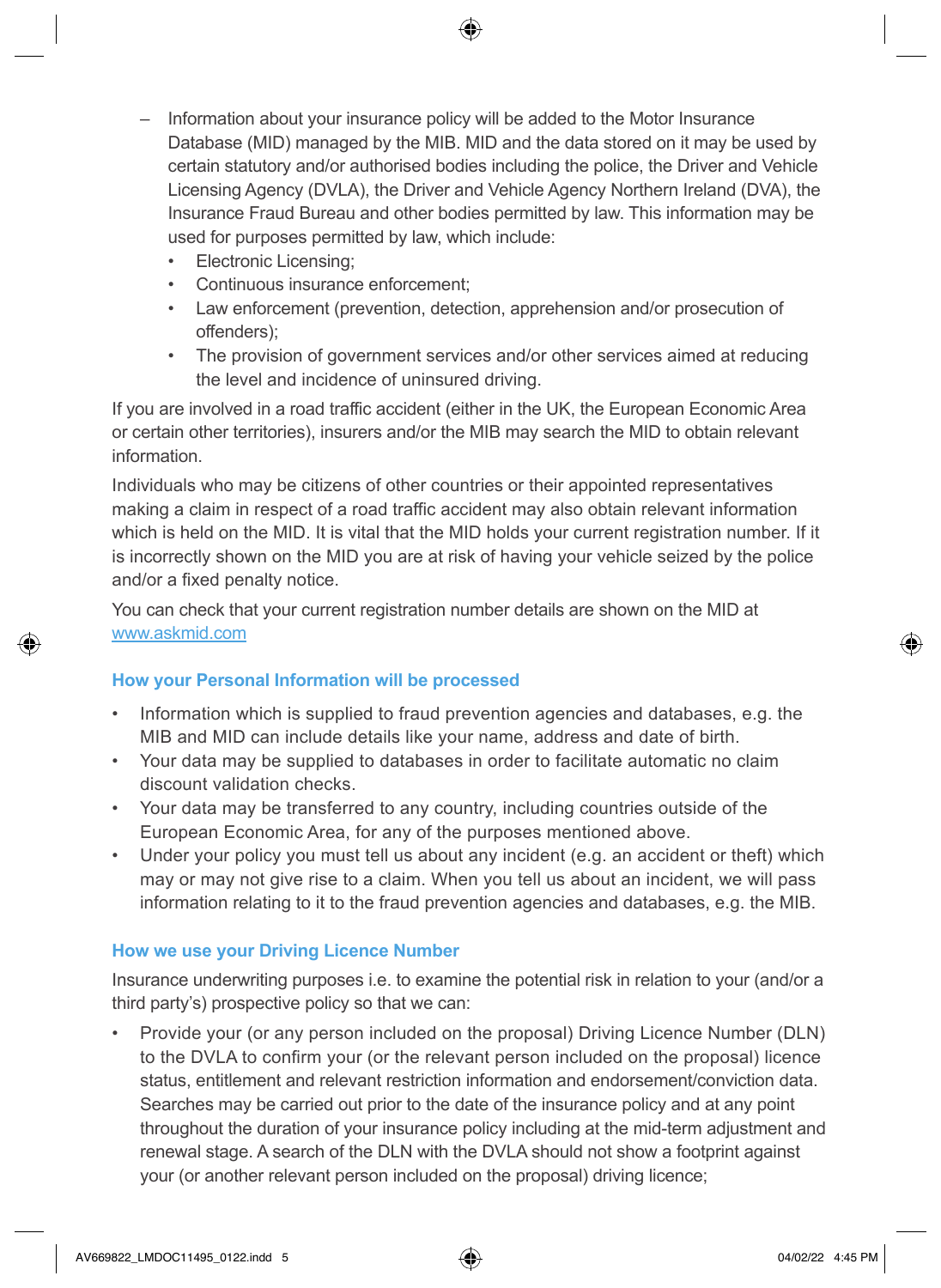– Information about your insurance policy will be added to the Motor Insurance Database (MID) managed by the MIB. MID and the data stored on it may be used by certain statutory and/or authorised bodies including the police, the Driver and Vehicle Licensing Agency (DVLA), the Driver and Vehicle Agency Northern Ireland (DVA), the Insurance Fraud Bureau and other bodies permitted by law. This information may be used for purposes permitted by law, which include:
  - Electronic Licensing;
  - Continuous insurance enforcement;
  - Law enforcement (prevention, detection, apprehension and/or prosecution of offenders);
  - The provision of government services and/or other services aimed at reducing the level and incidence of uninsured driving.

If you are involved in a road traffic accident (either in the UK, the European Economic Area or certain other territories), insurers and/or the MIB may search the MID to obtain relevant information.

Individuals who may be citizens of other countries or their appointed representatives making a claim in respect of a road traffic accident may also obtain relevant information which is held on the MID. It is vital that the MID holds your current registration number. If it is incorrectly shown on the MID you are at risk of having your vehicle seized by the police and/or a fixed penalty notice.

You can check that your current registration number details are shown on the MID at www.askmid.com

### How your Personal Information will be processed

- Information which is supplied to fraud prevention agencies and databases, e.g. the MIB and MID can include details like your name, address and date of birth.
- Your data may be supplied to databases in order to facilitate automatic no claim discount validation checks.
- Your data may be transferred to any country, including countries outside of the European Economic Area, for any of the purposes mentioned above.
- Under your policy you must tell us about any incident (e.g. an accident or theft) which may or may not give rise to a claim. When you tell us about an incident, we will pass information relating to it to the fraud prevention agencies and databases, e.g. the MIB.

### How we use your Driving Licence Number

Insurance underwriting purposes i.e. to examine the potential risk in relation to your (and/or a third party's) prospective policy so that we can:

- Provide your (or any person included on the proposal) Driving Licence Number (DLN) to the DVLA to confirm your (or the relevant person included on the proposal) licence status, entitlement and relevant restriction information and endorsement/conviction data. Searches may be carried out prior to the date of the insurance policy and at any point throughout the duration of your insurance policy including at the mid-term adjustment and renewal stage. A search of the DLN with the DVLA should not show a footprint against your (or another relevant person included on the proposal) driving licence;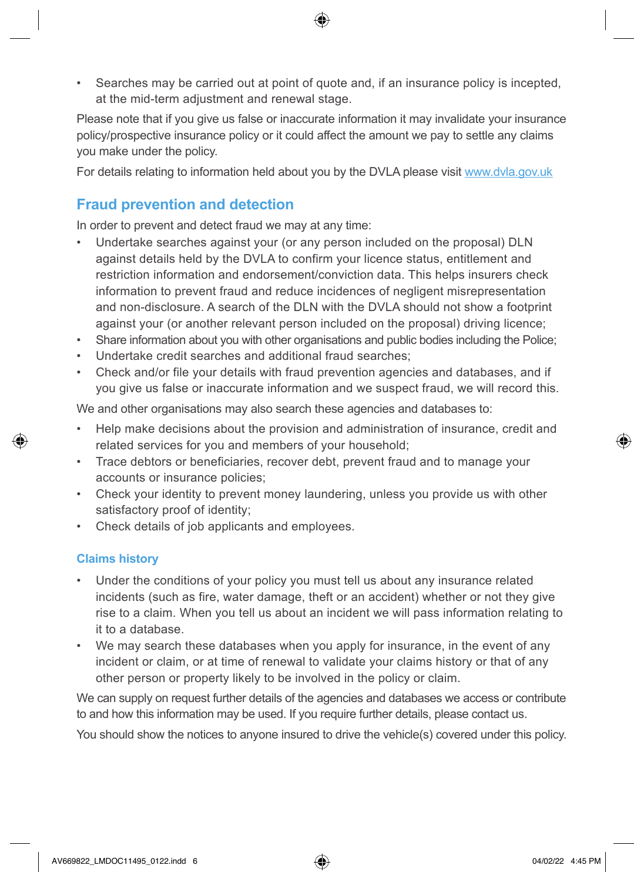- Searches may be carried out at point of quote and, if an insurance policy is incepted, at the mid-term adjustment and renewal stage.

Please note that if you give us false or inaccurate information it may invalidate your insurance policy/prospective insurance policy or it could affect the amount we pay to settle any claims you make under the policy.

For details relating to information held about you by the DVLA please visit [www.dvla.gov.uk](http://www.dvla.gov.uk)

## Fraud prevention and detection

In order to prevent and detect fraud we may at any time:

- Undertake searches against your (or any person included on the proposal) DLN against details held by the DVLA to confirm your licence status, entitlement and restriction information and endorsement/conviction data. This helps insurers check information to prevent fraud and reduce incidences of negligent misrepresentation and non-disclosure. A search of the DLN with the DVLA should not show a footprint against your (or another relevant person included on the proposal) driving licence;
- Share information about you with other organisations and public bodies including the Police;
- Undertake credit searches and additional fraud searches;
- Check and/or file your details with fraud prevention agencies and databases, and if you give us false or inaccurate information and we suspect fraud, we will record this.

We and other organisations may also search these agencies and databases to:

- Help make decisions about the provision and administration of insurance, credit and related services for you and members of your household;
- Trace debtors or beneficiaries, recover debt, prevent fraud and to manage your accounts or insurance policies;
- Check your identity to prevent money laundering, unless you provide us with other satisfactory proof of identity;
- Check details of job applicants and employees.

### Claims history

- Under the conditions of your policy you must tell us about any insurance related incidents (such as fire, water damage, theft or an accident) whether or not they give rise to a claim. When you tell us about an incident we will pass information relating to it to a database.
- We may search these databases when you apply for insurance, in the event of any incident or claim, or at time of renewal to validate your claims history or that of any other person or property likely to be involved in the policy or claim.

We can supply on request further details of the agencies and databases we access or contribute to and how this information may be used. If you require further details, please contact us.

You should show the notices to anyone insured to drive the vehicle(s) covered under this policy.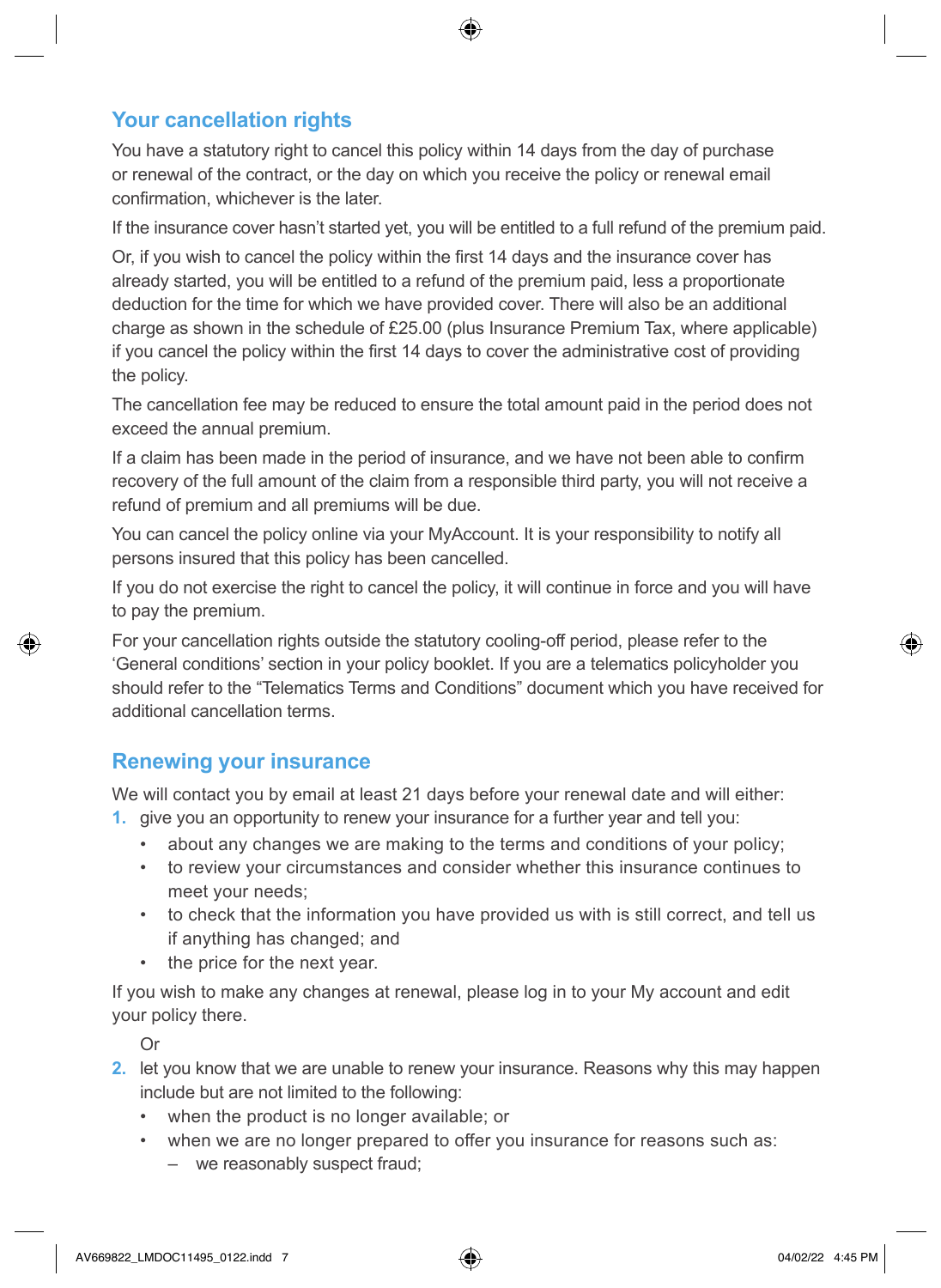## Your cancellation rights

You have a statutory right to cancel this policy within 14 days from the day of purchase or renewal of the contract, or the day on which you receive the policy or renewal email confirmation, whichever is the later.

If the insurance cover hasn't started yet, you will be entitled to a full refund of the premium paid.

Or, if you wish to cancel the policy within the first 14 days and the insurance cover has already started, you will be entitled to a refund of the premium paid, less a proportionate deduction for the time for which we have provided cover. There will also be an additional charge as shown in the schedule of £25.00 (plus Insurance Premium Tax, where applicable) if you cancel the policy within the first 14 days to cover the administrative cost of providing the policy.

The cancellation fee may be reduced to ensure the total amount paid in the period does not exceed the annual premium.

If a claim has been made in the period of insurance, and we have not been able to confirm recovery of the full amount of the claim from a responsible third party, you will not receive a refund of premium and all premiums will be due.

You can cancel the policy online via your MyAccount. It is your responsibility to notify all persons insured that this policy has been cancelled.

If you do not exercise the right to cancel the policy, it will continue in force and you will have to pay the premium.

For your cancellation rights outside the statutory cooling-off period, please refer to the 'General conditions' section in your policy booklet. If you are a telematics policyholder you should refer to the "Telematics Terms and Conditions" document which you have received for additional cancellation terms.

## Renewing your insurance

We will contact you by email at least 21 days before your renewal date and will either:

1. give you an opportunity to renew your insurance for a further year and tell you:
   - about any changes we are making to the terms and conditions of your policy;
   - to review your circumstances and consider whether this insurance continues to meet your needs;
   - to check that the information you have provided us with is still correct, and tell us if anything has changed; and
   - the price for the next year.

If you wish to make any changes at renewal, please log in to your My account and edit your policy there.

Or

2. let you know that we are unable to renew your insurance. Reasons why this may happen include but are not limited to the following:
   - when the product is no longer available; or
   - when we are no longer prepared to offer you insurance for reasons such as:
     - we reasonably suspect fraud;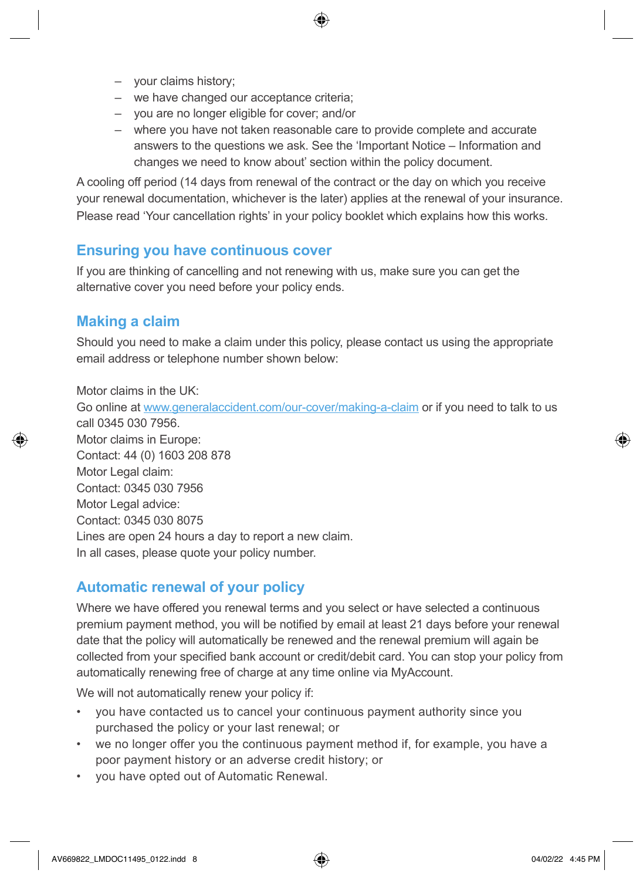- your claims history;
- we have changed our acceptance criteria;
- you are no longer eligible for cover; and/or
- where you have not taken reasonable care to provide complete and accurate answers to the questions we ask. See the 'Important Notice – Information and changes we need to know about' section within the policy document.

A cooling off period (14 days from renewal of the contract or the day on which you receive your renewal documentation, whichever is the later) applies at the renewal of your insurance. Please read 'Your cancellation rights' in your policy booklet which explains how this works.

## Ensuring you have continuous cover

If you are thinking of cancelling and not renewing with us, make sure you can get the alternative cover you need before your policy ends.

## Making a claim

Should you need to make a claim under this policy, please contact us using the appropriate email address or telephone number shown below:

Motor claims in the UK:
Go online at www.generalaccident.com/our-cover/making-a-claim or if you need to talk to us call 0345 030 7956.
Motor claims in Europe:
Contact: 44 (0) 1603 208 878
Motor Legal claim:
Contact: 0345 030 7956
Motor Legal advice:
Contact: 0345 030 8075
Lines are open 24 hours a day to report a new claim.
In all cases, please quote your policy number.

## Automatic renewal of your policy

Where we have offered you renewal terms and you select or have selected a continuous premium payment method, you will be notified by email at least 21 days before your renewal date that the policy will automatically be renewed and the renewal premium will again be collected from your specified bank account or credit/debit card. You can stop your policy from automatically renewing free of charge at any time online via MyAccount.

We will not automatically renew your policy if:

- you have contacted us to cancel your continuous payment authority since you purchased the policy or your last renewal; or
- we no longer offer you the continuous payment method if, for example, you have a poor payment history or an adverse credit history; or
- you have opted out of Automatic Renewal.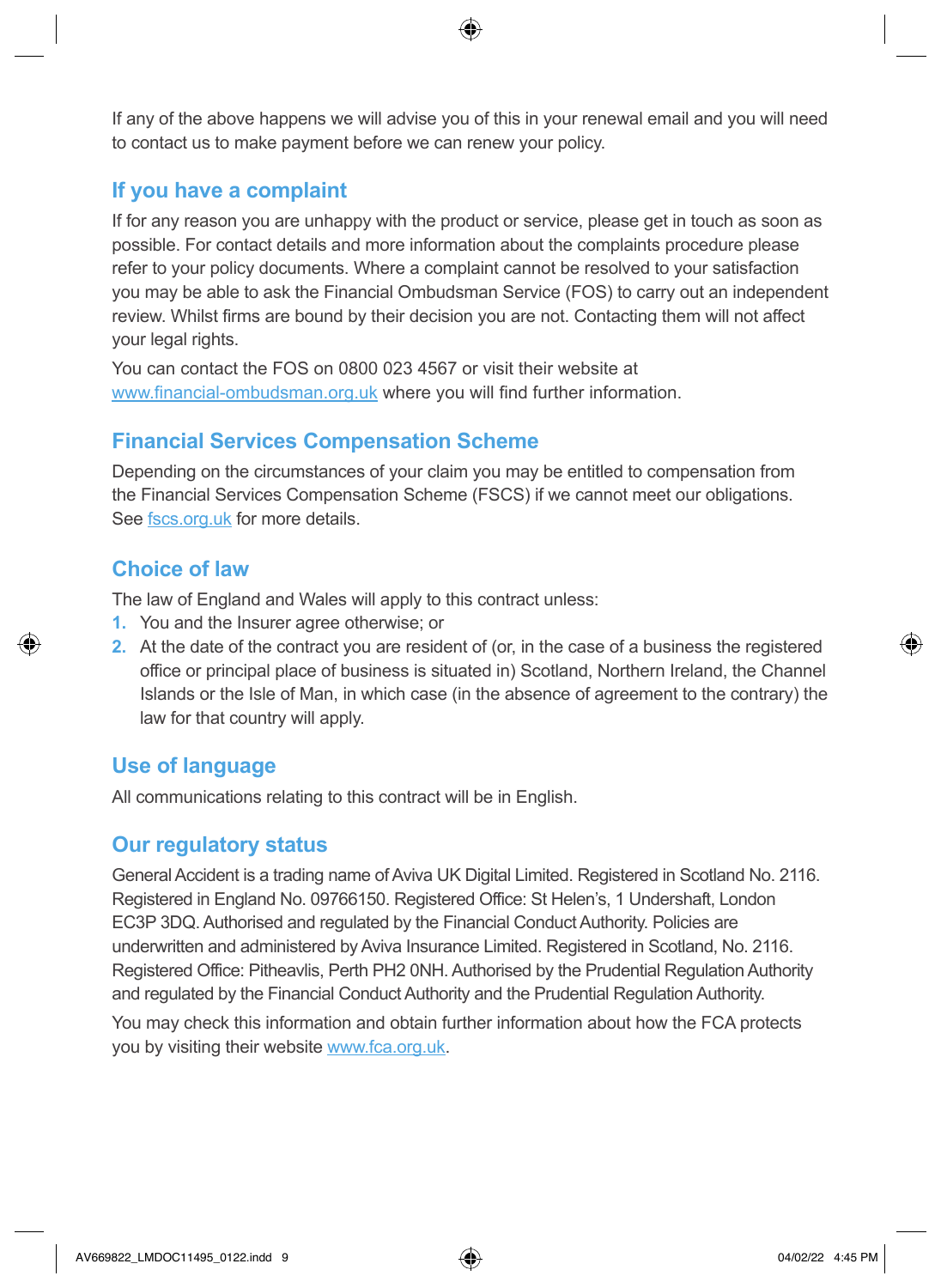If any of the above happens we will advise you of this in your renewal email and you will need to contact us to make payment before we can renew your policy.

## If you have a complaint

If for any reason you are unhappy with the product or service, please get in touch as soon as possible. For contact details and more information about the complaints procedure please refer to your policy documents. Where a complaint cannot be resolved to your satisfaction you may be able to ask the Financial Ombudsman Service (FOS) to carry out an independent review. Whilst firms are bound by their decision you are not. Contacting them will not affect your legal rights.

You can contact the FOS on 0800 023 4567 or visit their website at www.financial-ombudsman.org.uk where you will find further information.

## Financial Services Compensation Scheme

Depending on the circumstances of your claim you may be entitled to compensation from the Financial Services Compensation Scheme (FSCS) if we cannot meet our obligations. See fscs.org.uk for more details.

## Choice of law

The law of England and Wales will apply to this contract unless:

1. You and the Insurer agree otherwise; or
2. At the date of the contract you are resident of (or, in the case of a business the registered office or principal place of business is situated in) Scotland, Northern Ireland, the Channel Islands or the Isle of Man, in which case (in the absence of agreement to the contrary) the law for that country will apply.

## Use of language

All communications relating to this contract will be in English.

## Our regulatory status

General Accident is a trading name of Aviva UK Digital Limited. Registered in Scotland No. 2116. Registered in England No. 09766150. Registered Office: St Helen's, 1 Undershaft, London EC3P 3DQ. Authorised and regulated by the Financial Conduct Authority. Policies are underwritten and administered by Aviva Insurance Limited. Registered in Scotland, No. 2116. Registered Office: Pitheavlis, Perth PH2 0NH. Authorised by the Prudential Regulation Authority and regulated by the Financial Conduct Authority and the Prudential Regulation Authority.

You may check this information and obtain further information about how the FCA protects you by visiting their website www.fca.org.uk.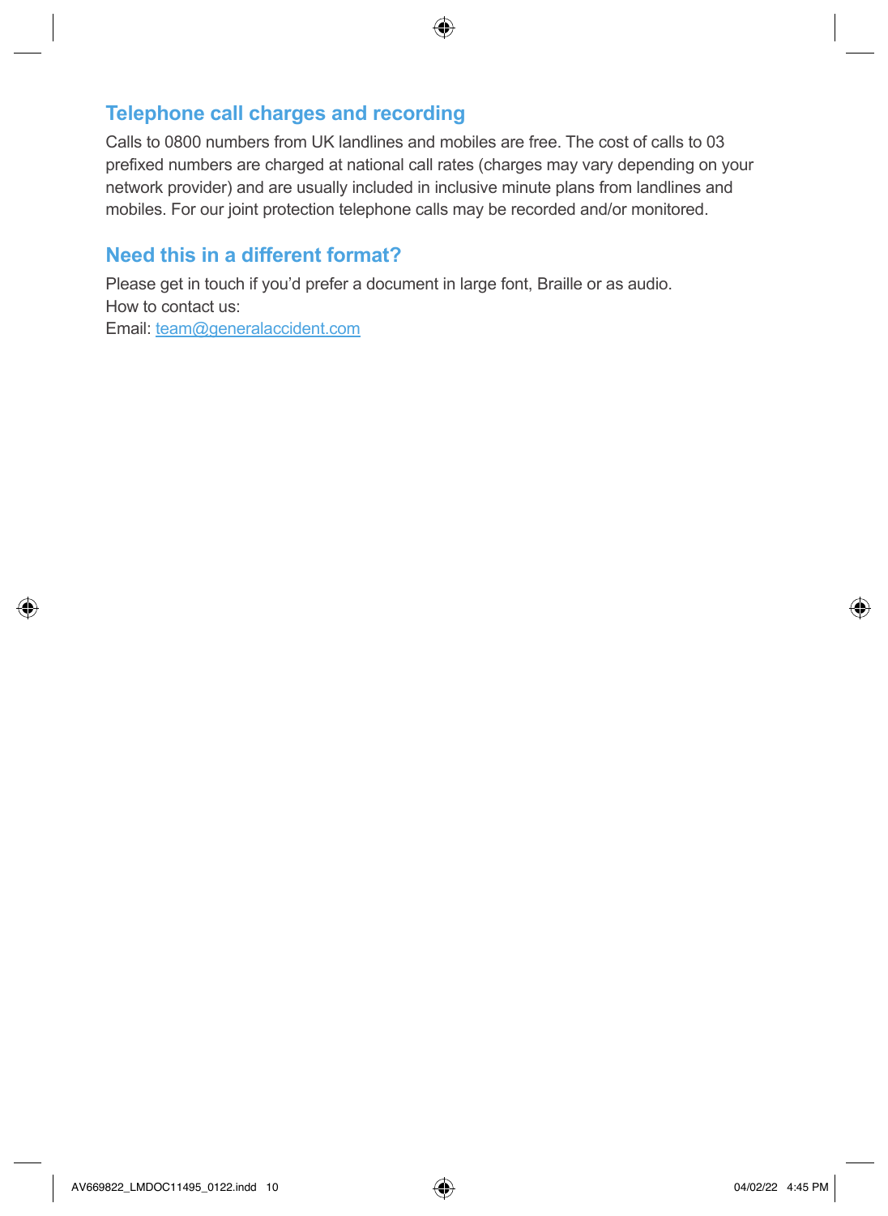## Telephone call charges and recording

Calls to 0800 numbers from UK landlines and mobiles are free. The cost of calls to 03 prefixed numbers are charged at national call rates (charges may vary depending on your network provider) and are usually included in inclusive minute plans from landlines and mobiles. For our joint protection telephone calls may be recorded and/or monitored.

## Need this in a different format?

Please get in touch if you'd prefer a document in large font, Braille or as audio.
How to contact us:
Email: team@generalaccident.com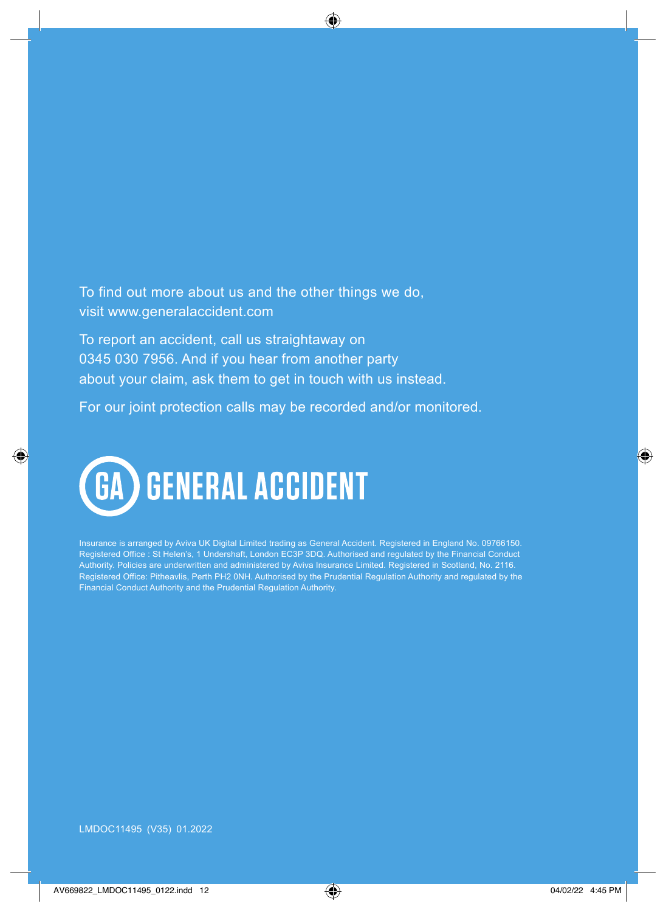To find out more about us and the other things we do, visit www.generalaccident.com

To report an accident, call us straightaway on 0345 030 7956. And if you hear from another party about your claim, ask them to get in touch with us instead.

For our joint protection calls may be recorded and/or monitored.

GA GENERAL ACCIDENT

Insurance is arranged by Aviva UK Digital Limited trading as General Accident. Registered in England No. 09766150. Registered Office : St Helen's, 1 Undershaft, London EC3P 3DQ. Authorised and regulated by the Financial Conduct Authority. Policies are underwritten and administered by Aviva Insurance Limited. Registered in Scotland, No. 2116. Registered Office: Pitheavlis, Perth PH2 0NH. Authorised by the Prudential Regulation Authority and regulated by the Financial Conduct Authority and the Prudential Regulation Authority.

LMDOC11495 (V35) 01.2022